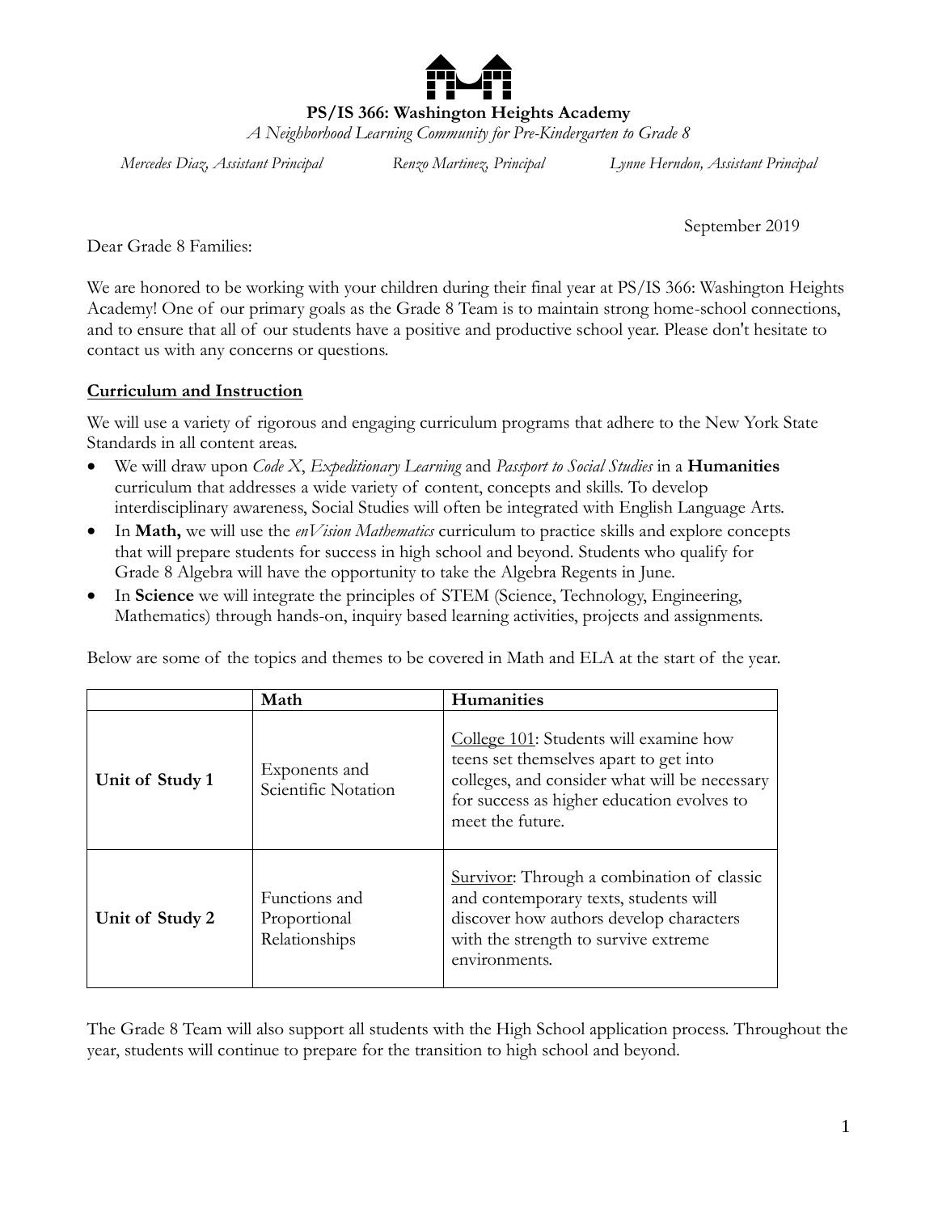**PS/IS 366: Washington Heights Academy**

*A Neighborhood Learning Community for Pre-Kindergarten to Grade 8*

*Mercedes Diaz, Assistant Principal* *Renzo Martinez, Principal* *Lynne Herndon, Assistant Principal*

September 2019

Dear Grade 8 Families:

We are honored to be working with your children during their final year at PS/IS 366: Washington Heights Academy! One of our primary goals as the Grade 8 Team is to maintain strong home-school connections, and to ensure that all of our students have a positive and productive school year. Please don't hesitate to contact us with any concerns or questions.

## Curriculum and Instruction

We will use a variety of rigorous and engaging curriculum programs that adhere to the New York State Standards in all content areas.

- We will draw upon *Code X*, *Expeditionary Learning* and *Passport to Social Studies* in a **Humanities** curriculum that addresses a wide variety of content, concepts and skills. To develop interdisciplinary awareness, Social Studies will often be integrated with English Language Arts.
- In **Math,** we will use the *enVision Mathematics* curriculum to practice skills and explore concepts that will prepare students for success in high school and beyond. Students who qualify for Grade 8 Algebra will have the opportunity to take the Algebra Regents in June.
- In **Science** we will integrate the principles of STEM (Science, Technology, Engineering, Mathematics) through hands-on, inquiry based learning activities, projects and assignments.

Below are some of the topics and themes to be covered in Math and ELA at the start of the year.

| | Math | Humanities |
|---|---|---|
| **Unit of Study 1** | Exponents and Scientific Notation | College 101: Students will examine how teens set themselves apart to get into colleges, and consider what will be necessary for success as higher education evolves to meet the future. |
| **Unit of Study 2** | Functions and Proportional Relationships | Survivor: Through a combination of classic and contemporary texts, students will discover how authors develop characters with the strength to survive extreme environments. |

The Grade 8 Team will also support all students with the High School application process. Throughout the year, students will continue to prepare for the transition to high school and beyond.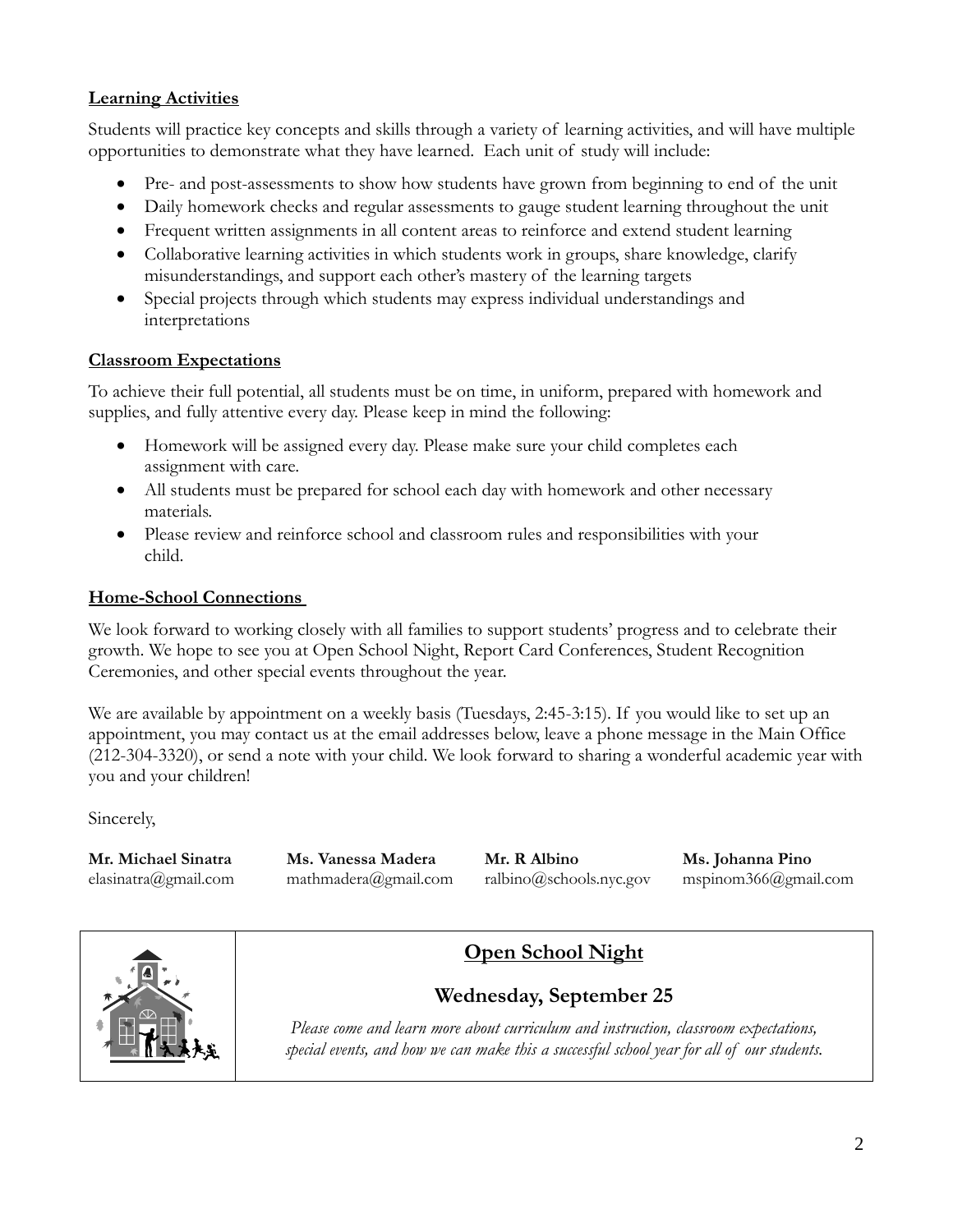**Learning Activities**

Students will practice key concepts and skills through a variety of learning activities, and will have multiple opportunities to demonstrate what they have learned. Each unit of study will include:

- Pre- and post-assessments to show how students have grown from beginning to end of the unit
- Daily homework checks and regular assessments to gauge student learning throughout the unit
- Frequent written assignments in all content areas to reinforce and extend student learning
- Collaborative learning activities in which students work in groups, share knowledge, clarify misunderstandings, and support each other's mastery of the learning targets
- Special projects through which students may express individual understandings and interpretations

**Classroom Expectations**

To achieve their full potential, all students must be on time, in uniform, prepared with homework and supplies, and fully attentive every day. Please keep in mind the following:

- Homework will be assigned every day. Please make sure your child completes each assignment with care.
- All students must be prepared for school each day with homework and other necessary materials.
- Please review and reinforce school and classroom rules and responsibilities with your child.

**Home-School Connections**

We look forward to working closely with all families to support students' progress and to celebrate their growth. We hope to see you at Open School Night, Report Card Conferences, Student Recognition Ceremonies, and other special events throughout the year.

We are available by appointment on a weekly basis (Tuesdays, 2:45-3:15). If you would like to set up an appointment, you may contact us at the email addresses below, leave a phone message in the Main Office (212-304-3320), or send a note with your child. We look forward to sharing a wonderful academic year with you and your children!

Sincerely,

**Mr. Michael Sinatra**
elasinatra@gmail.com

**Ms. Vanessa Madera**
mathmadera@gmail.com

**Mr. R Albino**
ralbino@schools.nyc.gov

**Ms. Johanna Pino**
mspinom366@gmail.com

## Open School Night

### Wednesday, September 25

*Please come and learn more about curriculum and instruction, classroom expectations, special events, and how we can make this a successful school year for all of our students.*